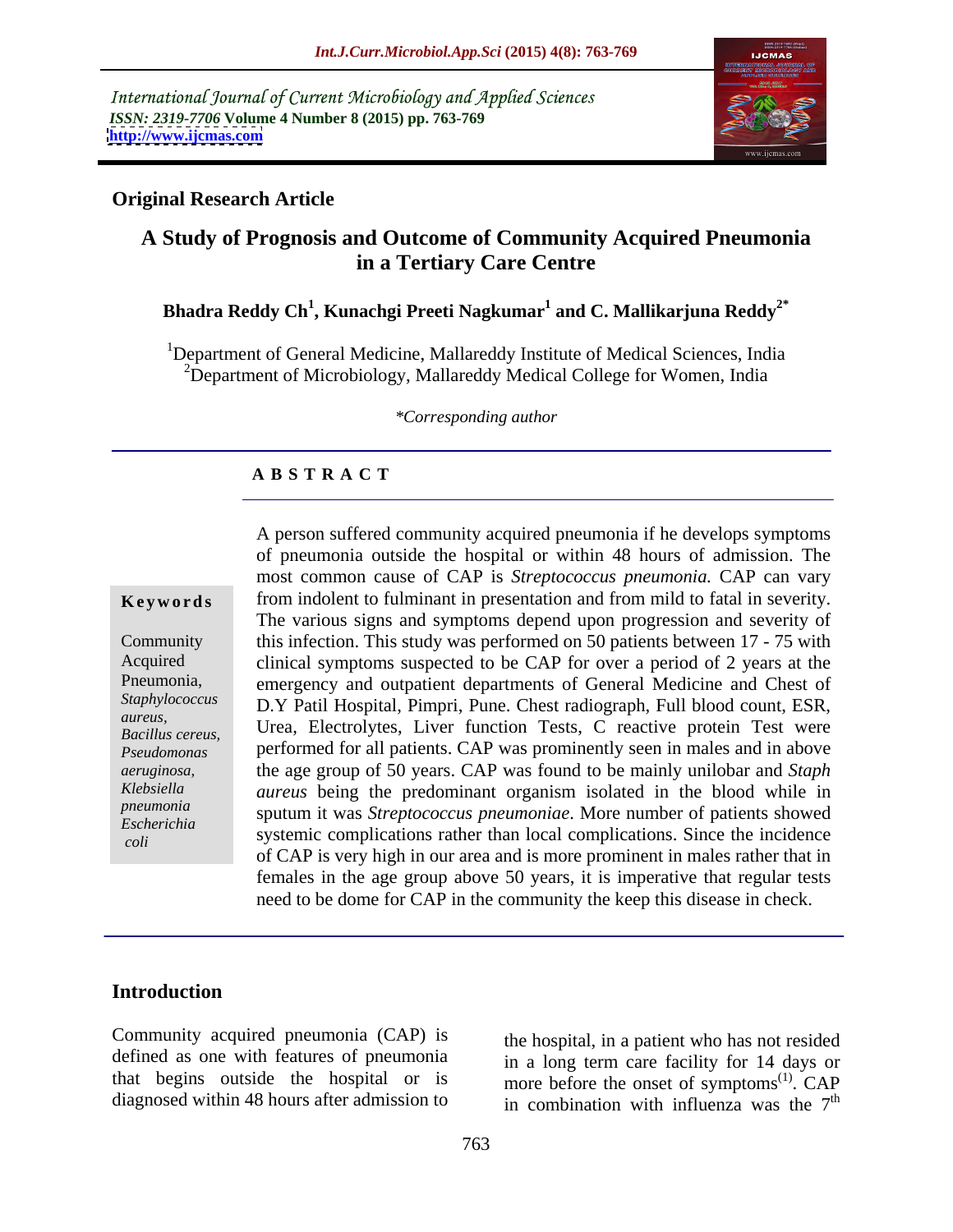International Journal of Current Microbiology and Applied Sciences
*ISSN: 2319-7706* **Volume 4 Number 8 (2015) pp. 763-769**
**http://www.ijcmas.com**

**Original Research Article**

# A Study of Prognosis and Outcome of Community Acquired Pneumonia in a Tertiary Care Centre

**Bhadra Reddy Ch[1], Kunachgi Preeti Nagkumar[1] and C. Mallikarjuna Reddy[2*]**

[1]Department of General Medicine, Mallareddy Institute of Medical Sciences, India
[2]Department of Microbiology, Mallareddy Medical College for Women, India

*\*Corresponding author*

**A B S T R A C T**

**Keywords**

Community Acquired Pneumonia, *Staphylococcus aureus*, *Bacillus cereus*, *Pseudomonas aeruginosa*, *Klebsiella pneumonia* *Escherichia coli*

A person suffered community acquired pneumonia if he develops symptoms of pneumonia outside the hospital or within 48 hours of admission. The most common cause of CAP is *Streptococcus pneumonia.* CAP can vary from indolent to fulminant in presentation and from mild to fatal in severity. The various signs and symptoms depend upon progression and severity of this infection. This study was performed on 50 patients between 17 - 75 with clinical symptoms suspected to be CAP for over a period of 2 years at the emergency and outpatient departments of General Medicine and Chest of D.Y Patil Hospital, Pimpri, Pune. Chest radiograph, Full blood count, ESR, Urea, Electrolytes, Liver function Tests, C reactive protein Test were performed for all patients. CAP was prominently seen in males and in above the age group of 50 years. CAP was found to be mainly unilobar and *Staph aureus* being the predominant organism isolated in the blood while in sputum it was *Streptococcus pneumoniae*. More number of patients showed systemic complications rather than local complications. Since the incidence of CAP is very high in our area and is more prominent in males rather that in females in the age group above 50 years, it is imperative that regular tests need to be dome for CAP in the community the keep this disease in check.

## Introduction

Community acquired pneumonia (CAP) is defined as one with features of pneumonia that begins outside the hospital or is diagnosed within 48 hours after admission to the hospital, in a patient who has not resided in a long term care facility for 14 days or more before the onset of symptoms[(1)]. CAP in combination with influenza was the 7th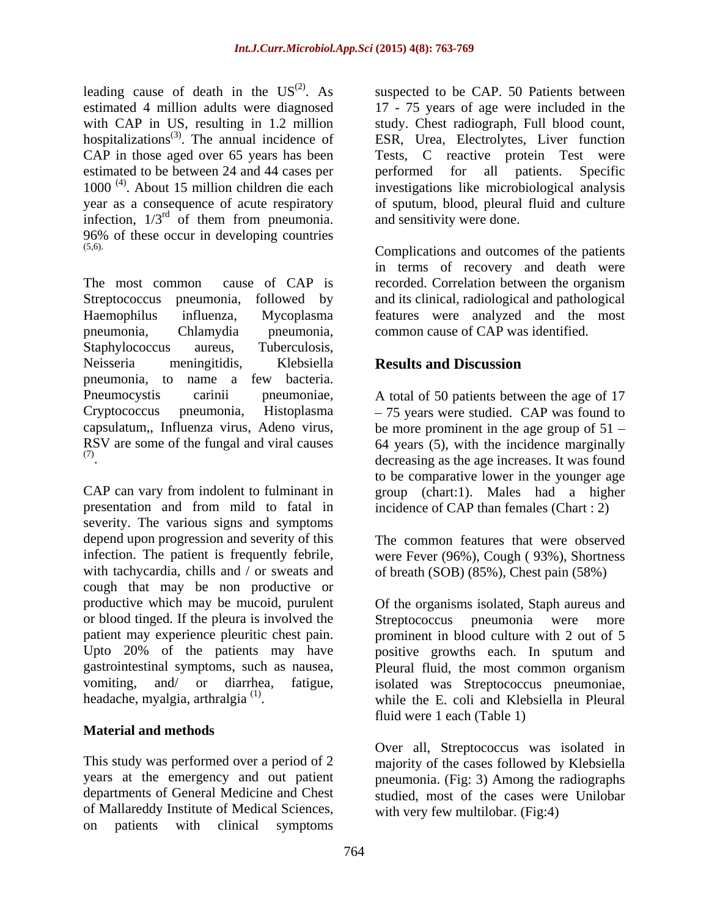leading cause of death in the US[2]. As estimated 4 million adults were diagnosed with CAP in US, resulting in 1.2 million hospitalizations[3]. The annual incidence of CAP in those aged over 65 years has been estimated to be between 24 and 44 cases per 1000 [4]. About 15 million children die each year as a consequence of acute respiratory infection, 1/3rd of them from pneumonia. 96% of these occur in developing countries [5,6].

The most common cause of CAP is Streptococcus pneumonia, followed by Haemophilus influenza, Mycoplasma pneumonia, Chlamydia pneumonia, Staphylococcus aureus, Tuberculosis, Neisseria meningitidis, Klebsiella pneumonia, to name a few bacteria. Pneumocystis carinii pneumoniae, Cryptococcus pneumonia, Histoplasma capsulatum,, Influenza virus, Adeno virus, RSV are some of the fungal and viral causes [7].

CAP can vary from indolent to fulminant in presentation and from mild to fatal in severity. The various signs and symptoms depend upon progression and severity of this infection. The patient is frequently febrile, with tachycardia, chills and / or sweats and cough that may be non productive or productive which may be mucoid, purulent or blood tinged. If the pleura is involved the patient may experience pleuritic chest pain. Upto 20% of the patients may have gastrointestinal symptoms, such as nausea, vomiting, and/ or diarrhea, fatigue, headache, myalgia, arthralgia [1].

## Material and methods

This study was performed over a period of 2 years at the emergency and out patient departments of General Medicine and Chest of Mallareddy Institute of Medical Sciences, on patients with clinical symptoms suspected to be CAP. 50 Patients between 17 - 75 years of age were included in the study. Chest radiograph, Full blood count, ESR, Urea, Electrolytes, Liver function Tests, C reactive protein Test were performed for all patients. Specific investigations like microbiological analysis of sputum, blood, pleural fluid and culture and sensitivity were done.

Complications and outcomes of the patients in terms of recovery and death were recorded. Correlation between the organism and its clinical, radiological and pathological features were analyzed and the most common cause of CAP was identified.

## Results and Discussion

A total of 50 patients between the age of 17 – 75 years were studied. CAP was found to be more prominent in the age group of 51 – 64 years (5), with the incidence marginally decreasing as the age increases. It was found to be comparative lower in the younger age group (chart:1). Males had a higher incidence of CAP than females (Chart : 2)

The common features that were observed were Fever (96%), Cough ( 93%), Shortness of breath (SOB) (85%), Chest pain (58%)

Of the organisms isolated, Staph aureus and Streptococcus pneumonia were more prominent in blood culture with 2 out of 5 positive growths each. In sputum and Pleural fluid, the most common organism isolated was Streptococcus pneumoniae, while the E. coli and Klebsiella in Pleural fluid were 1 each (Table 1)

Over all, Streptococcus was isolated in majority of the cases followed by Klebsiella pneumonia. (Fig: 3) Among the radiographs studied, most of the cases were Unilobar with very few multilobar. (Fig:4)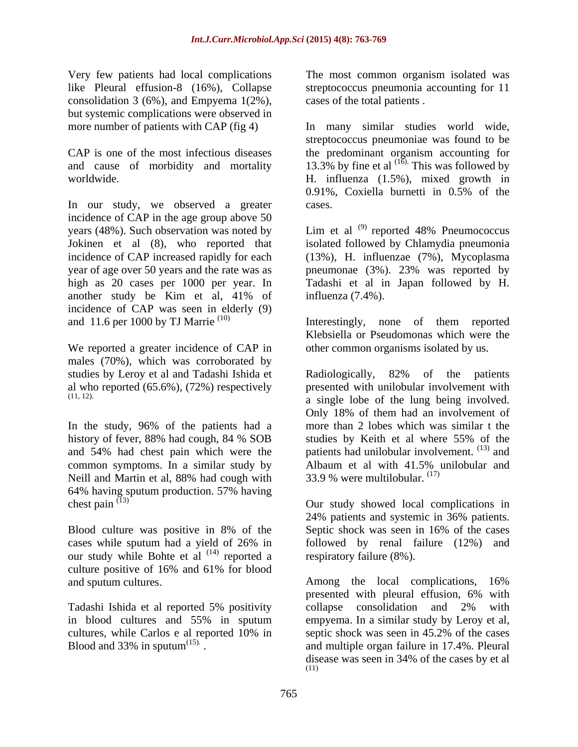Very few patients had local complications like Pleural effusion-8 (16%), Collapse consolidation 3 (6%), and Empyema 1(2%), but systemic complications were observed in more number of patients with CAP (fig 4)

CAP is one of the most infectious diseases and cause of morbidity and mortality worldwide.

In our study, we observed a greater incidence of CAP in the age group above 50 years (48%). Such observation was noted by Jokinen et al (8), who reported that incidence of CAP increased rapidly for each year of age over 50 years and the rate was as high as 20 cases per 1000 per year. In another study be Kim et al, 41% of incidence of CAP was seen in elderly (9) and 11.6 per 1000 by TJ Marrie [(10)]

We reported a greater incidence of CAP in males (70%), which was corroborated by studies by Leroy et al and Tadashi Ishida et al who reported (65.6%), (72%) respectively [(11, 12).]

In the study, 96% of the patients had a history of fever, 88% had cough, 84 % SOB and 54% had chest pain which were the common symptoms. In a similar study by Neill and Martin et al, 88% had cough with 64% having sputum production. 57% having chest pain [(13)]

Blood culture was positive in 8% of the cases while sputum had a yield of 26% in our study while Bohte et al [(14)] reported a culture positive of 16% and 61% for blood and sputum cultures.

Tadashi Ishida et al reported 5% positivity in blood cultures and 55% in sputum cultures, while Carlos e al reported 10% in Blood and 33% in sputum[(15).] .

The most common organism isolated was streptococcus pneumonia accounting for 11 cases of the total patients .

In many similar studies world wide, streptococcus pneumoniae was found to be the predominant organism accounting for 13.3% by fine et al [(16).] This was followed by H. influenza (1.5%), mixed growth in 0.91%, Coxiella burnetti in 0.5% of the cases.

Lim et al [(9)] reported 48% Pneumococcus isolated followed by Chlamydia pneumonia (13%), H. influenzae (7%), Mycoplasma pneumonae (3%). 23% was reported by Tadashi et al in Japan followed by H. influenza (7.4%).

Interestingly, none of them reported Klebsiella or Pseudomonas which were the other common organisms isolated by us.

Radiologically, 82% of the patients presented with unilobular involvement with a single lobe of the lung being involved. Only 18% of them had an involvement of more than 2 lobes which was similar t the studies by Keith et al where 55% of the patients had unilobular involvement. [(13)] and Albaum et al with 41.5% unilobular and 33.9 % were multilobular. [(17)]

Our study showed local complications in 24% patients and systemic in 36% patients. Septic shock was seen in 16% of the cases followed by renal failure (12%) and respiratory failure (8%).

Among the local complications, 16% presented with pleural effusion, 6% with collapse consolidation and 2% with empyema. In a similar study by Leroy et al, septic shock was seen in 45.2% of the cases and multiple organ failure in 17.4%. Pleural disease was seen in 34% of the cases by et al [(11)]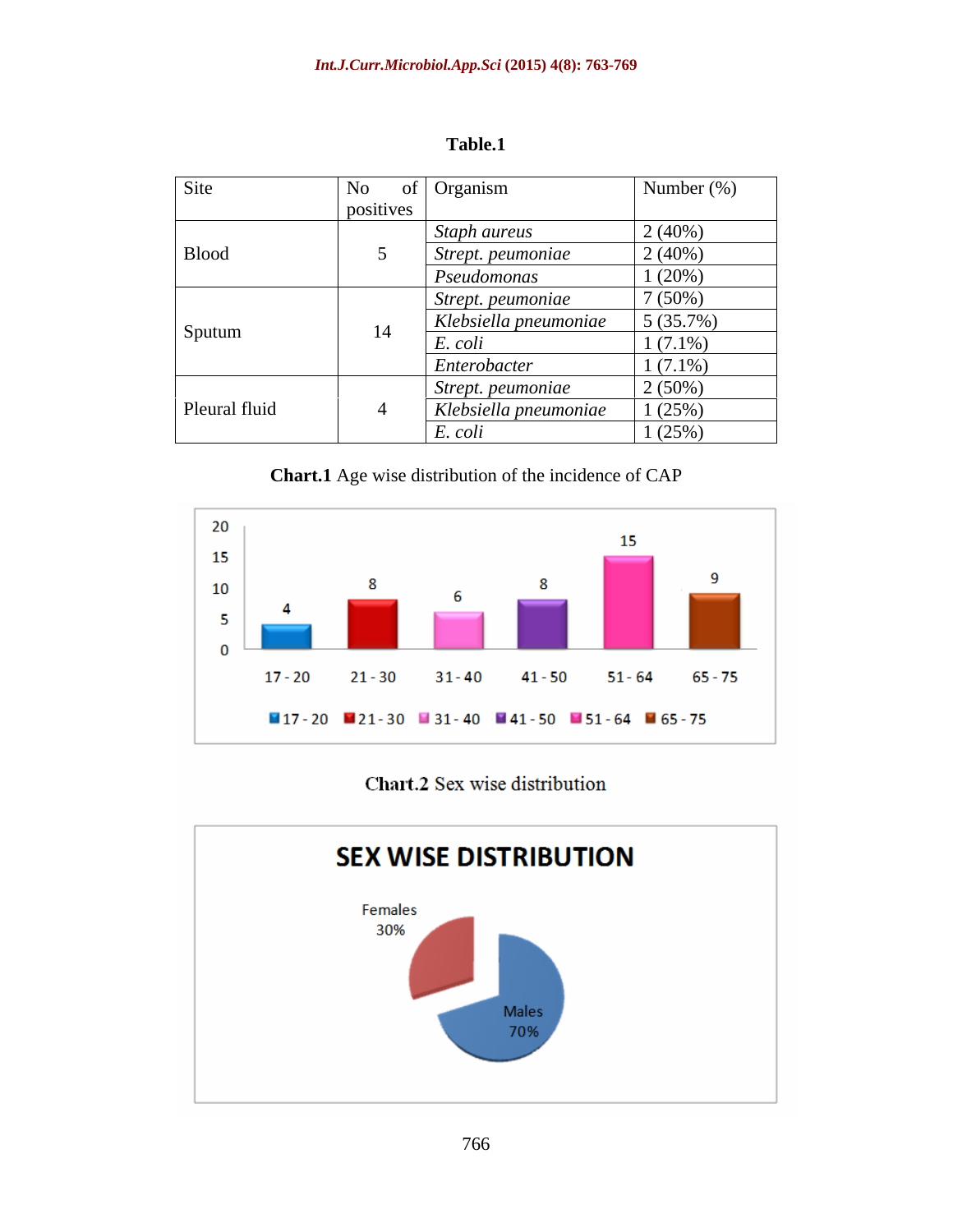**Table.1**

| Site | No of positives | Organism | Number (%) |
|---|---|---|---|
| Blood | 5 | *Staph aureus* | 2 (40%) |
| | | *Strept. peumoniae* | 2 (40%) |
| | | *Pseudomonas* | 1 (20%) |
| Sputum | 14 | *Strept. peumoniae* | 7 (50%) |
| | | *Klebsiella pneumoniae* | 5 (35.7%) |
| | | *E. coli* | 1 (7.1%) |
| | | *Enterobacter* | 1 (7.1%) |
| Pleural fluid | 4 | *Strept. peumoniae* | 2 (50%) |
| | | *Klebsiella pneumoniae* | 1 (25%) |
| | | *E. coli* | 1 (25%) |

**Chart.1** Age wise distribution of the incidence of CAP

| Age group | 17 - 20 | 21 - 30 | 31 - 40 | 41 - 50 | 51 - 64 | 65 - 75 |
|---|---|---|---|---|---|---|
| Number | 4 | 8 | 6 | 8 | 15 | 9 |

**Chart.2** Sex wise distribution

SEX WISE DISTRIBUTION

Females 30%

Males 70%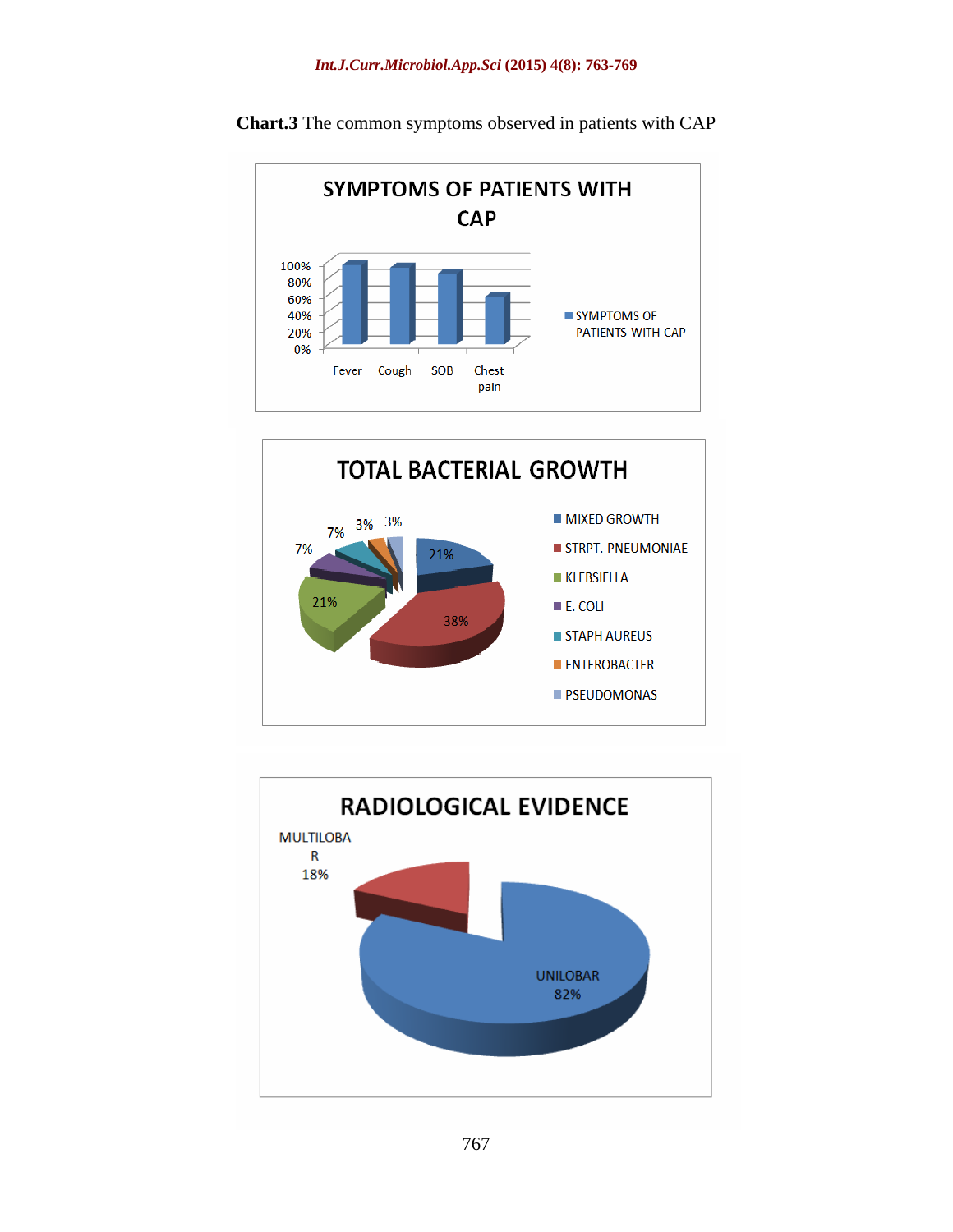**Chart.3** The common symptoms observed in patients with CAP

SYMPTOMS OF PATIENTS WITH CAP

100%
80%
60%
40%
20%
0%

Fever Cough SOB Chest pain

SYMPTOMS OF PATIENTS WITH CAP

TOTAL BACTERIAL GROWTH

21% 38% 21% 7% 7% 3% 3%

MIXED GROWTH
STRPT. PNEUMONIAE
KLEBSIELLA
E. COLI
STAPH AUREUS
ENTEROBACTER
PSEUDOMONAS

RADIOLOGICAL EVIDENCE

MULTILOBAR 18%

UNILOBAR 82%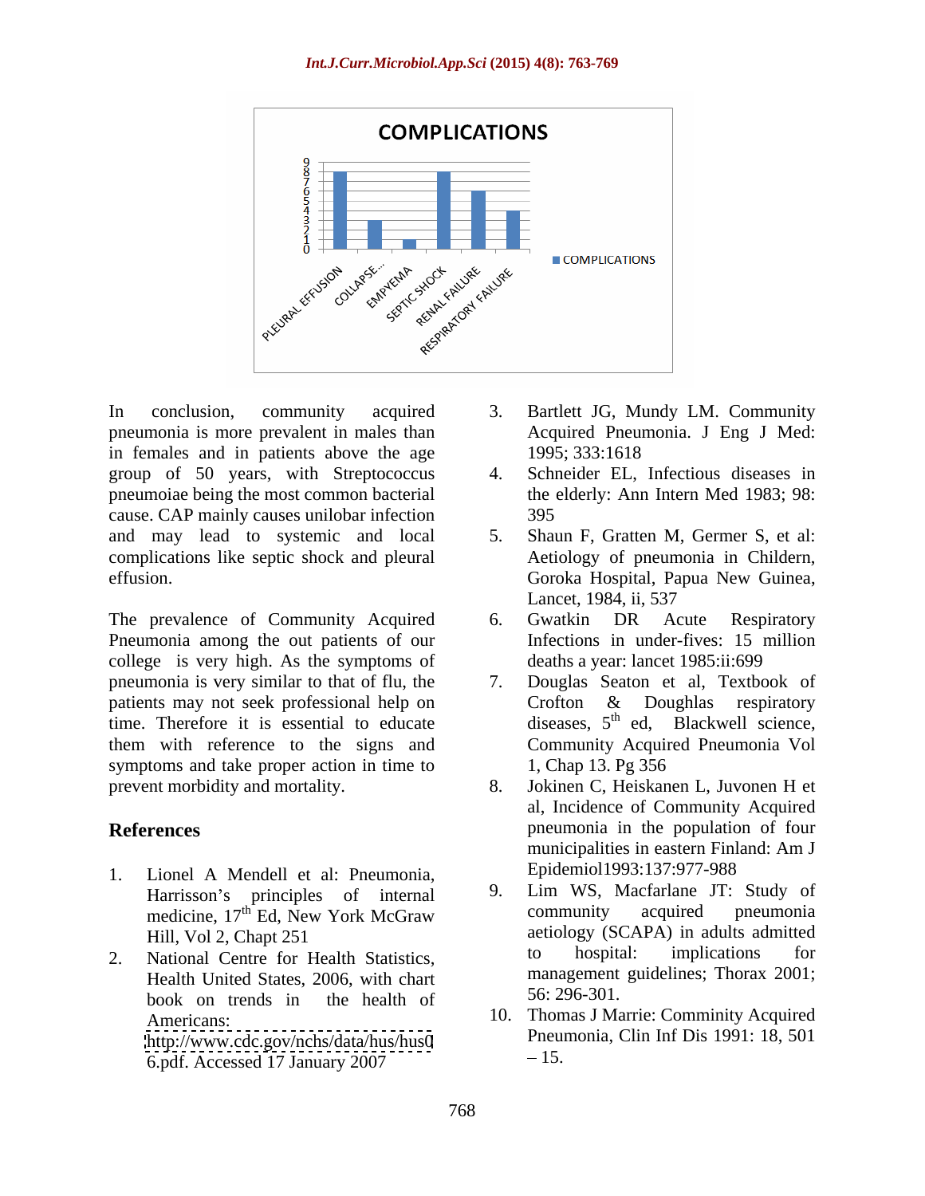In conclusion, community acquired pneumonia is more prevalent in males than in females and in patients above the age group of 50 years, with Streptococcus pneumoiae being the most common bacterial cause. CAP mainly causes unilobar infection and may lead to systemic and local complications like septic shock and pleural effusion.

The prevalence of Community Acquired Pneumonia among the out patients of our college is very high. As the symptoms of pneumonia is very similar to that of flu, the patients may not seek professional help on time. Therefore it is essential to educate them with reference to the signs and symptoms and take proper action in time to prevent morbidity and mortality.

## References

1. Lionel A Mendell et al: Pneumonia, Harrisson's principles of internal medicine, 17th Ed, New York McGraw Hill, Vol 2, Chapt 251
2. National Centre for Health Statistics, Health United States, 2006, with chart book on trends in the health of Americans: http://www.cdc.gov/nchs/data/hus/hus06.pdf. Accessed 17 January 2007
3. Bartlett JG, Mundy LM. Community Acquired Pneumonia. J Eng J Med: 1995; 333:1618
4. Schneider EL, Infectious diseases in the elderly: Ann Intern Med 1983; 98: 395
5. Shaun F, Gratten M, Germer S, et al: Aetiology of pneumonia in Childern, Goroka Hospital, Papua New Guinea, Lancet, 1984, ii, 537
6. Gwatkin DR Acute Respiratory Infections in under-fives: 15 million deaths a year: lancet 1985:ii:699
7. Douglas Seaton et al, Textbook of Crofton & Doughlas respiratory diseases, 5th ed, Blackwell science, Community Acquired Pneumonia Vol 1, Chap 13. Pg 356
8. Jokinen C, Heiskanen L, Juvonen H et al, Incidence of Community Acquired pneumonia in the population of four municipalities in eastern Finland: Am J Epidemiol1993:137:977-988
9. Lim WS, Macfarlane JT: Study of community acquired pneumonia aetiology (SCAPA) in adults admitted to hospital: implications for management guidelines; Thorax 2001; 56: 296-301.
10. Thomas J Marrie: Comminity Acquired Pneumonia, Clin Inf Dis 1991: 18, 501 – 15.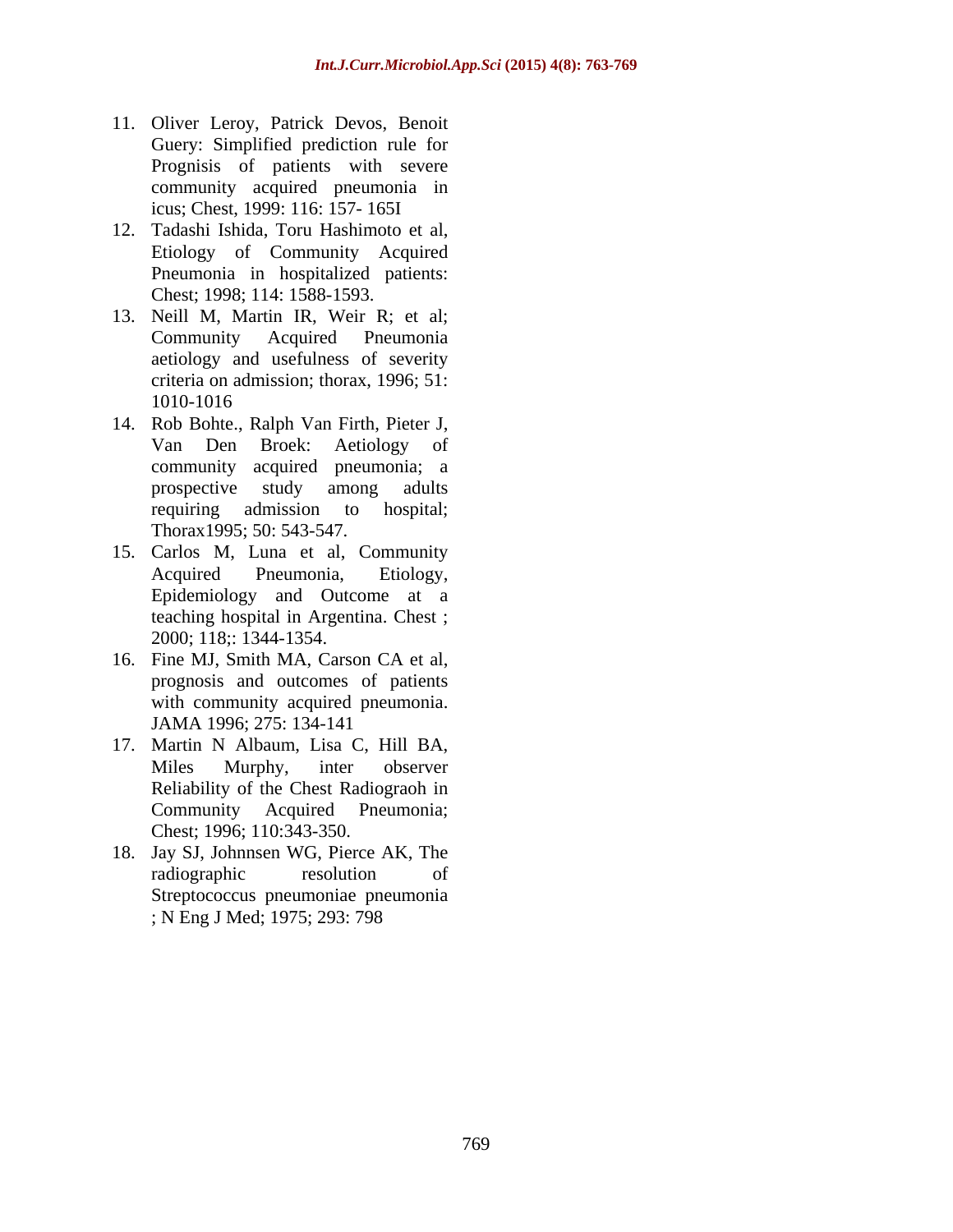11. Oliver Leroy, Patrick Devos, Benoit Guery: Simplified prediction rule for Prognisis of patients with severe community acquired pneumonia in icus; Chest, 1999: 116: 157- 165I
12. Tadashi Ishida, Toru Hashimoto et al, Etiology of Community Acquired Pneumonia in hospitalized patients: Chest; 1998; 114: 1588-1593.
13. Neill M, Martin IR, Weir R; et al; Community Acquired Pneumonia aetiology and usefulness of severity criteria on admission; thorax, 1996; 51: 1010-1016
14. Rob Bohte., Ralph Van Firth, Pieter J, Van Den Broek: Aetiology of community acquired pneumonia; a prospective study among adults requiring admission to hospital; Thorax1995; 50: 543-547.
15. Carlos M, Luna et al, Community Acquired Pneumonia, Etiology, Epidemiology and Outcome at a teaching hospital in Argentina. Chest ; 2000; 118;: 1344-1354.
16. Fine MJ, Smith MA, Carson CA et al, prognosis and outcomes of patients with community acquired pneumonia. JAMA 1996; 275: 134-141
17. Martin N Albaum, Lisa C, Hill BA, Miles Murphy, inter observer Reliability of the Chest Radiograoh in Community Acquired Pneumonia; Chest; 1996; 110:343-350.
18. Jay SJ, Johnnsen WG, Pierce AK, The radiographic resolution of Streptococcus pneumoniae pneumonia ; N Eng J Med; 1975; 293: 798